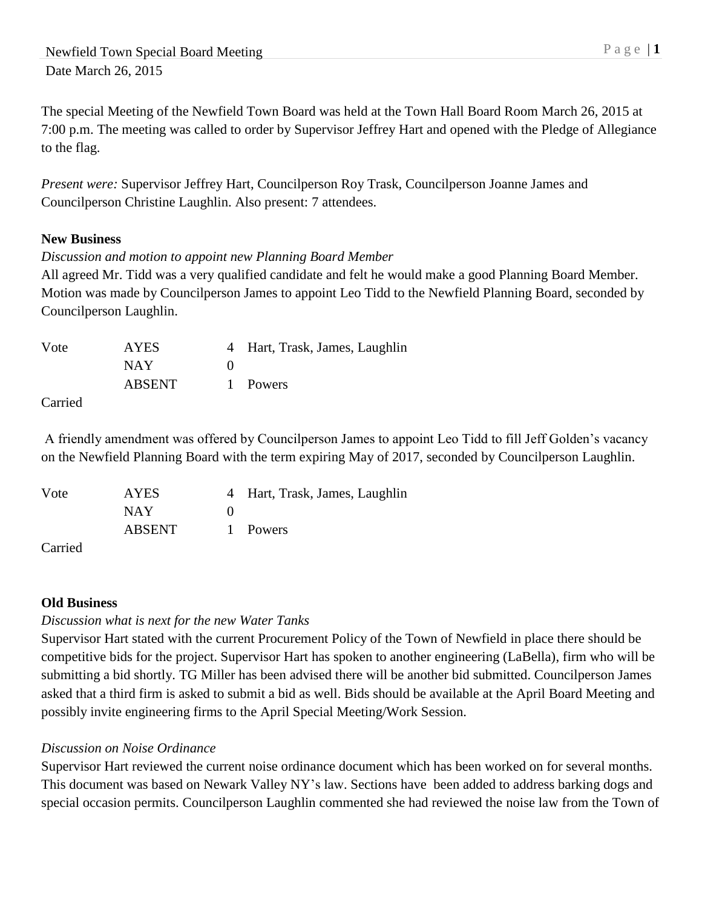Newfield Town Special Board Meeting
Date March 26, 2015

The special Meeting of the Newfield Town Board was held at the Town Hall Board Room March 26, 2015 at 7:00 p.m. The meeting was called to order by Supervisor Jeffrey Hart and opened with the Pledge of Allegiance to the flag.

*Present were:* Supervisor Jeffrey Hart, Councilperson Roy Trask, Councilperson Joanne James and Councilperson Christine Laughlin. Also present: 7 attendees.

**New Business**

*Discussion and motion to appoint new Planning Board Member*

All agreed Mr. Tidd was a very qualified candidate and felt he would make a good Planning Board Member. Motion was made by Councilperson James to appoint Leo Tidd to the Newfield Planning Board, seconded by Councilperson Laughlin.

| Vote | AYES | 4 | Hart, Trask, James, Laughlin |
|---|---|---|---|
| | NAY | 0 | |
| | ABSENT | 1 | Powers |

Carried

A friendly amendment was offered by Councilperson James to appoint Leo Tidd to fill Jeff Golden's vacancy on the Newfield Planning Board with the term expiring May of 2017, seconded by Councilperson Laughlin.

| Vote | AYES | 4 | Hart, Trask, James, Laughlin |
|---|---|---|---|
| | NAY | 0 | |
| | ABSENT | 1 | Powers |

Carried

**Old Business**

*Discussion what is next for the new Water Tanks*

Supervisor Hart stated with the current Procurement Policy of the Town of Newfield in place there should be competitive bids for the project. Supervisor Hart has spoken to another engineering (LaBella), firm who will be submitting a bid shortly. TG Miller has been advised there will be another bid submitted. Councilperson James asked that a third firm is asked to submit a bid as well. Bids should be available at the April Board Meeting and possibly invite engineering firms to the April Special Meeting/Work Session.

*Discussion on Noise Ordinance*

Supervisor Hart reviewed the current noise ordinance document which has been worked on for several months. This document was based on Newark Valley NY's law. Sections have been added to address barking dogs and special occasion permits. Councilperson Laughlin commented she had reviewed the noise law from the Town of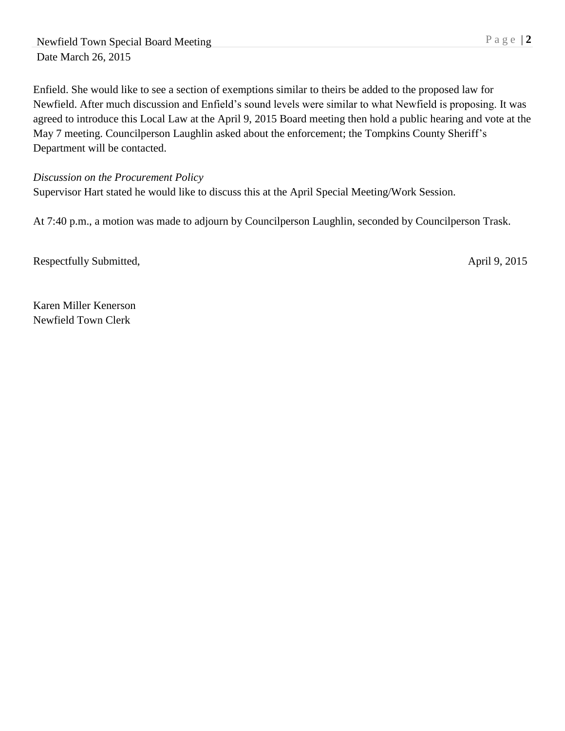Enfield. She would like to see a section of exemptions similar to theirs be added to the proposed law for Newfield. After much discussion and Enfield's sound levels were similar to what Newfield is proposing. It was agreed to introduce this Local Law at the April 9, 2015 Board meeting then hold a public hearing and vote at the May 7 meeting. Councilperson Laughlin asked about the enforcement; the Tompkins County Sheriff's Department will be contacted.

*Discussion on the Procurement Policy*
Supervisor Hart stated he would like to discuss this at the April Special Meeting/Work Session.

At 7:40 p.m., a motion was made to adjourn by Councilperson Laughlin, seconded by Councilperson Trask.

Respectfully Submitted, April 9, 2015

Karen Miller Kenerson
Newfield Town Clerk